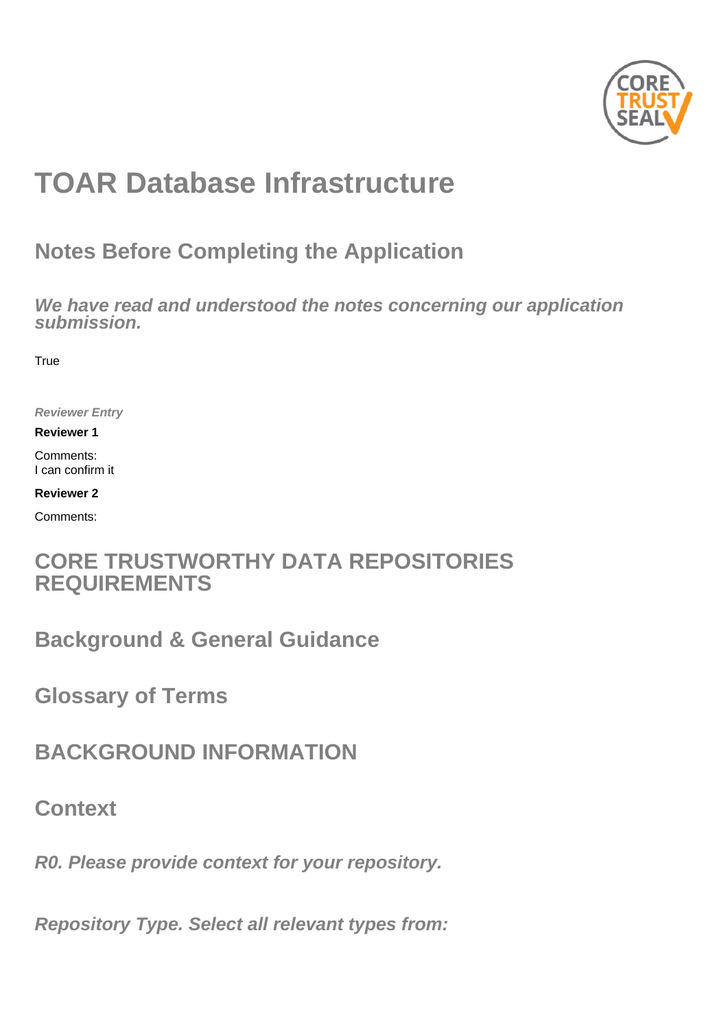# TOAR Database Infrastructure

## Notes Before Completing the Application

### *We have read and understood the notes concerning our application submission.*

True

***Reviewer Entry***

**Reviewer 1**

Comments:
I can confirm it

**Reviewer 2**

Comments:

## CORE TRUSTWORTHY DATA REPOSITORIES REQUIREMENTS

## Background & General Guidance

## Glossary of Terms

## BACKGROUND INFORMATION

## Context

### *R0. Please provide context for your repository.*

### *Repository Type. Select all relevant types from:*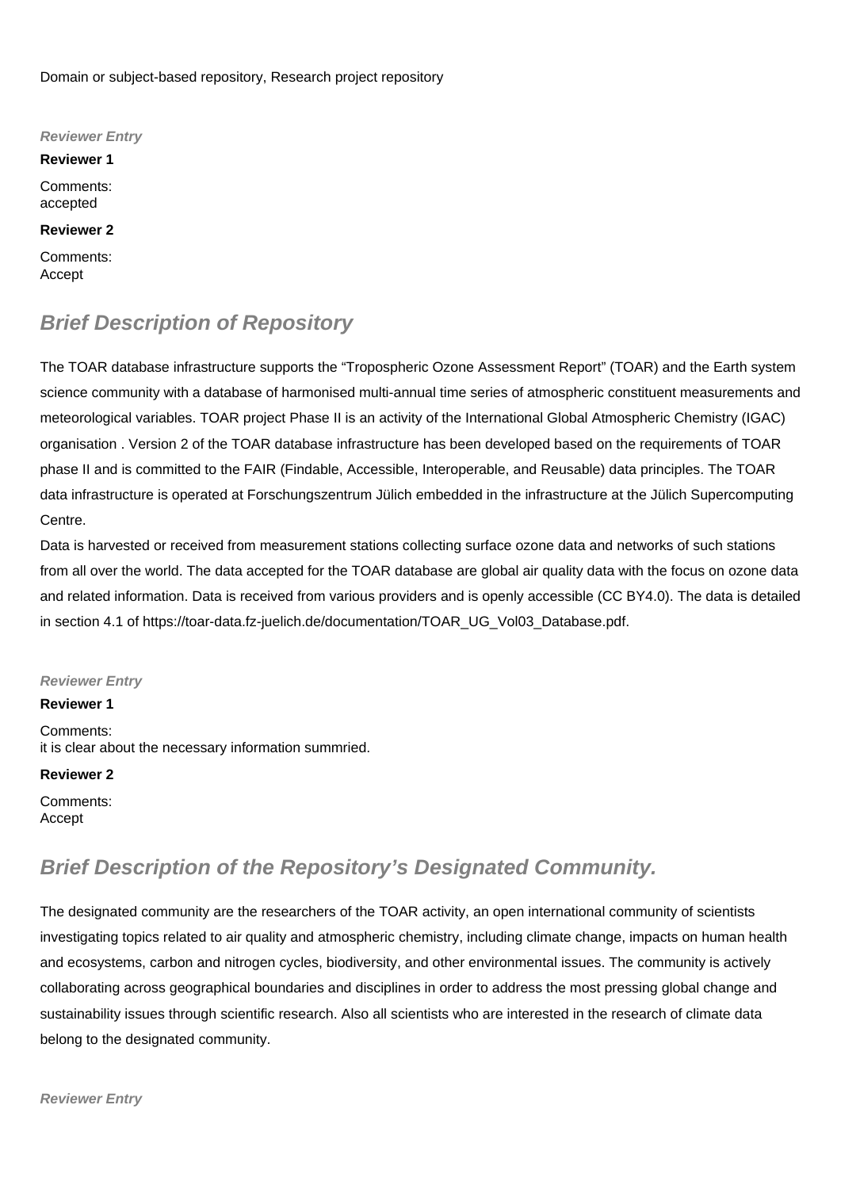Domain or subject-based repository, Research project repository

***Reviewer Entry***

**Reviewer 1**

Comments:
accepted

**Reviewer 2**

Comments:
Accept

## *Brief Description of Repository*

The TOAR database infrastructure supports the "Tropospheric Ozone Assessment Report" (TOAR) and the Earth system science community with a database of harmonised multi-annual time series of atmospheric constituent measurements and meteorological variables. TOAR project Phase II is an activity of the International Global Atmospheric Chemistry (IGAC) organisation . Version 2 of the TOAR database infrastructure has been developed based on the requirements of TOAR phase II and is committed to the FAIR (Findable, Accessible, Interoperable, and Reusable) data principles. The TOAR data infrastructure is operated at Forschungszentrum Jülich embedded in the infrastructure at the Jülich Supercomputing Centre.
Data is harvested or received from measurement stations collecting surface ozone data and networks of such stations from all over the world. The data accepted for the TOAR database are global air quality data with the focus on ozone data and related information. Data is received from various providers and is openly accessible (CC BY4.0). The data is detailed in section 4.1 of https://toar-data.fz-juelich.de/documentation/TOAR_UG_Vol03_Database.pdf.

***Reviewer Entry***

**Reviewer 1**

Comments:
it is clear about the necessary information summried.

**Reviewer 2**

Comments:
Accept

## *Brief Description of the Repository's Designated Community.*

The designated community are the researchers of the TOAR activity, an open international community of scientists investigating topics related to air quality and atmospheric chemistry, including climate change, impacts on human health and ecosystems, carbon and nitrogen cycles, biodiversity, and other environmental issues. The community is actively collaborating across geographical boundaries and disciplines in order to address the most pressing global change and sustainability issues through scientific research. Also all scientists who are interested in the research of climate data belong to the designated community.

***Reviewer Entry***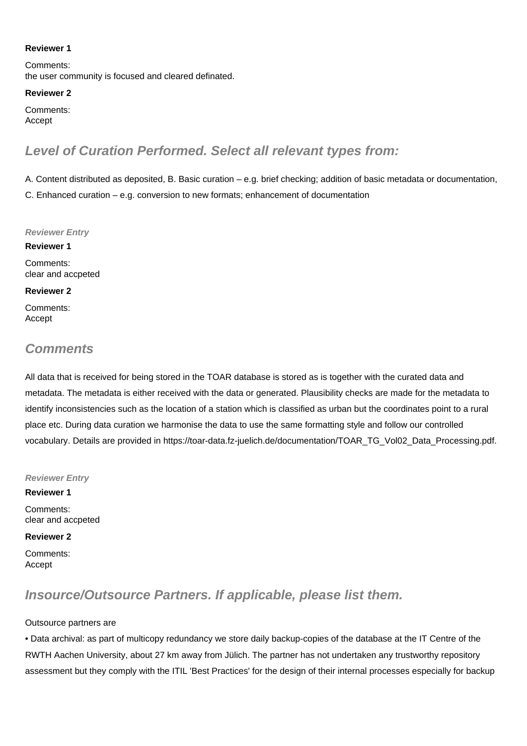**Reviewer 1**

Comments:
the user community is focused and cleared definated.

**Reviewer 2**

Comments:
Accept

## *Level of Curation Performed. Select all relevant types from:*

A. Content distributed as deposited, B. Basic curation – e.g. brief checking; addition of basic metadata or documentation,

C. Enhanced curation – e.g. conversion to new formats; enhancement of documentation

***Reviewer Entry***

**Reviewer 1**

Comments:
clear and accpeted

**Reviewer 2**

Comments:
Accept

## *Comments*

All data that is received for being stored in the TOAR database is stored as is together with the curated data and metadata. The metadata is either received with the data or generated. Plausibility checks are made for the metadata to identify inconsistencies such as the location of a station which is classified as urban but the coordinates point to a rural place etc. During data curation we harmonise the data to use the same formatting style and follow our controlled vocabulary. Details are provided in https://toar-data.fz-juelich.de/documentation/TOAR_TG_Vol02_Data_Processing.pdf.

***Reviewer Entry***

**Reviewer 1**

Comments:
clear and accpeted

**Reviewer 2**

Comments:
Accept

## *Insource/Outsource Partners. If applicable, please list them.*

Outsource partners are

• Data archival: as part of multicopy redundancy we store daily backup-copies of the database at the IT Centre of the RWTH Aachen University, about 27 km away from Jülich. The partner has not undertaken any trustworthy repository assessment but they comply with the ITIL 'Best Practices' for the design of their internal processes especially for backup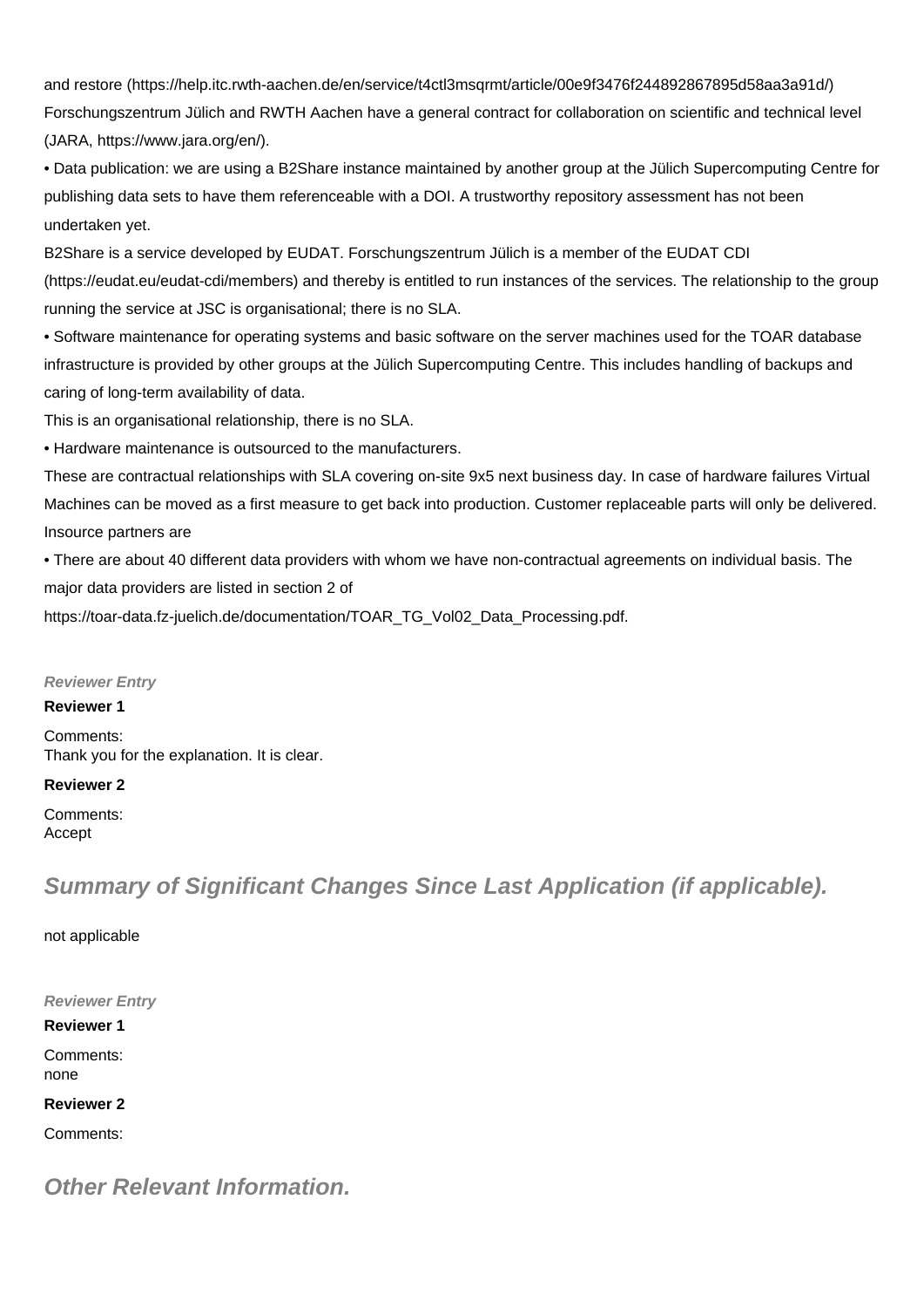and restore (https://help.itc.rwth-aachen.de/en/service/t4ctl3msqrmt/article/00e9f3476f244892867895d58aa3a91d/)
Forschungszentrum Jülich and RWTH Aachen have a general contract for collaboration on scientific and technical level (JARA, https://www.jara.org/en/).

• Data publication: we are using a B2Share instance maintained by another group at the Jülich Supercomputing Centre for publishing data sets to have them referenceable with a DOI. A trustworthy repository assessment has not been undertaken yet.
B2Share is a service developed by EUDAT. Forschungszentrum Jülich is a member of the EUDAT CDI (https://eudat.eu/eudat-cdi/members) and thereby is entitled to run instances of the services. The relationship to the group running the service at JSC is organisational; there is no SLA.

• Software maintenance for operating systems and basic software on the server machines used for the TOAR database infrastructure is provided by other groups at the Jülich Supercomputing Centre. This includes handling of backups and caring of long-term availability of data.
This is an organisational relationship, there is no SLA.

• Hardware maintenance is outsourced to the manufacturers.
These are contractual relationships with SLA covering on-site 9x5 next business day. In case of hardware failures Virtual Machines can be moved as a first measure to get back into production. Customer replaceable parts will only be delivered. Insource partners are

• There are about 40 different data providers with whom we have non-contractual agreements on individual basis. The major data providers are listed in section 2 of
https://toar-data.fz-juelich.de/documentation/TOAR_TG_Vol02_Data_Processing.pdf.

*Reviewer Entry*

**Reviewer 1**

Comments:
Thank you for the explanation. It is clear.

**Reviewer 2**

Comments:
Accept

## Summary of Significant Changes Since Last Application (if applicable).

not applicable

*Reviewer Entry*

**Reviewer 1**

Comments:
none

**Reviewer 2**

Comments:

## Other Relevant Information.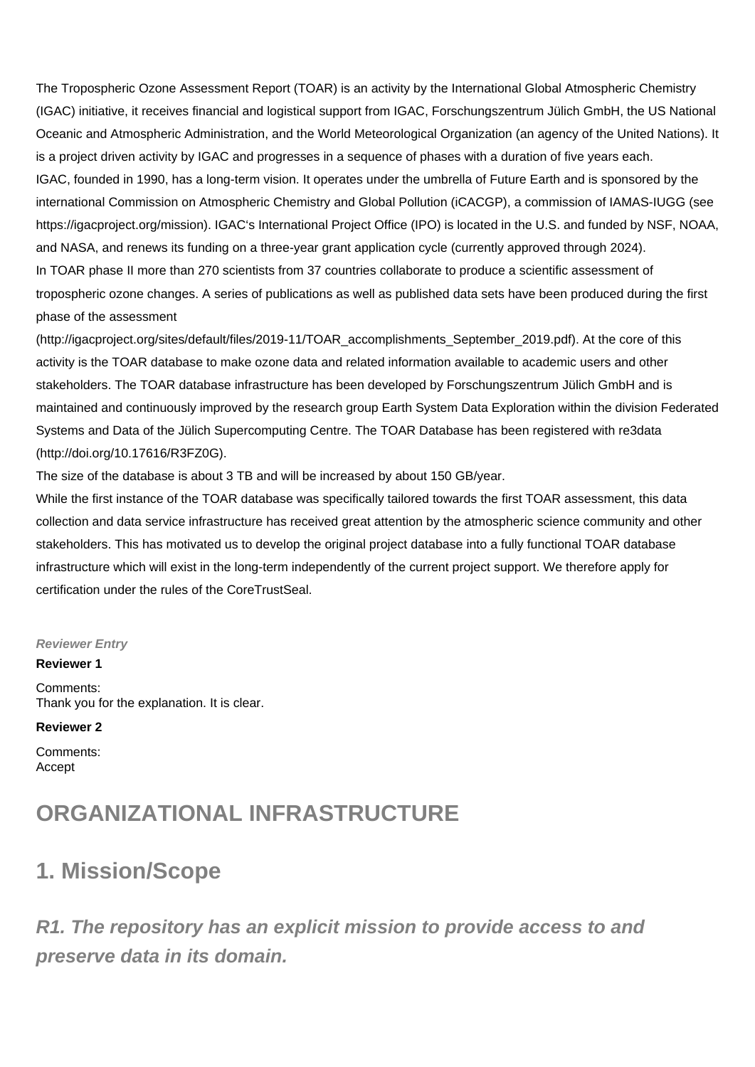The Tropospheric Ozone Assessment Report (TOAR) is an activity by the International Global Atmospheric Chemistry (IGAC) initiative, it receives financial and logistical support from IGAC, Forschungszentrum Jülich GmbH, the US National Oceanic and Atmospheric Administration, and the World Meteorological Organization (an agency of the United Nations). It is a project driven activity by IGAC and progresses in a sequence of phases with a duration of five years each.
IGAC, founded in 1990, has a long-term vision. It operates under the umbrella of Future Earth and is sponsored by the international Commission on Atmospheric Chemistry and Global Pollution (iCACGP), a commission of IAMAS-IUGG (see https://igacproject.org/mission). IGAC's International Project Office (IPO) is located in the U.S. and funded by NSF, NOAA, and NASA, and renews its funding on a three-year grant application cycle (currently approved through 2024).
In TOAR phase II more than 270 scientists from 37 countries collaborate to produce a scientific assessment of tropospheric ozone changes. A series of publications as well as published data sets have been produced during the first phase of the assessment
(http://igacproject.org/sites/default/files/2019-11/TOAR_accomplishments_September_2019.pdf). At the core of this activity is the TOAR database to make ozone data and related information available to academic users and other stakeholders. The TOAR database infrastructure has been developed by Forschungszentrum Jülich GmbH and is maintained and continuously improved by the research group Earth System Data Exploration within the division Federated Systems and Data of the Jülich Supercomputing Centre. The TOAR Database has been registered with re3data (http://doi.org/10.17616/R3FZ0G).
The size of the database is about 3 TB and will be increased by about 150 GB/year.
While the first instance of the TOAR database was specifically tailored towards the first TOAR assessment, this data collection and data service infrastructure has received great attention by the atmospheric science community and other stakeholders. This has motivated us to develop the original project database into a fully functional TOAR database infrastructure which will exist in the long-term independently of the current project support. We therefore apply for certification under the rules of the CoreTrustSeal.

***Reviewer Entry***

**Reviewer 1**

Comments:
Thank you for the explanation. It is clear.

**Reviewer 2**

Comments:
Accept

# ORGANIZATIONAL INFRASTRUCTURE

## 1. Mission/Scope

### *R1. The repository has an explicit mission to provide access to and preserve data in its domain.*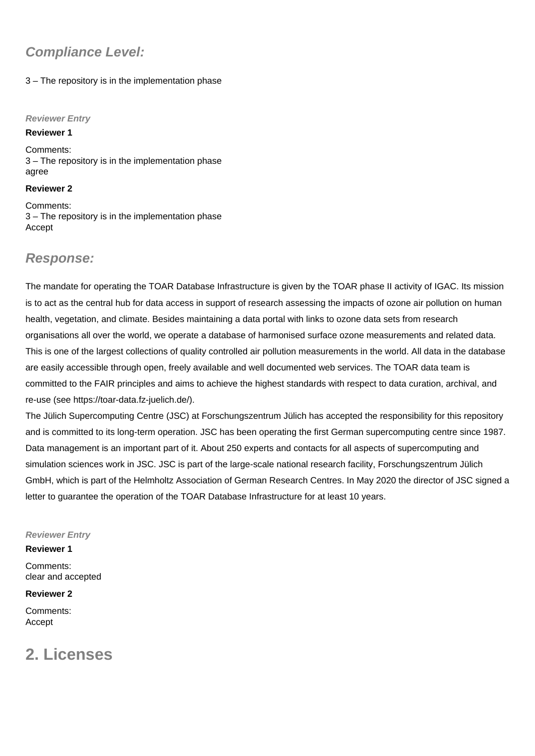### *Compliance Level:*

3 – The repository is in the implementation phase

***Reviewer Entry***

**Reviewer 1**

Comments:
3 – The repository is in the implementation phase
agree

**Reviewer 2**

Comments:
3 – The repository is in the implementation phase
Accept

### *Response:*

The mandate for operating the TOAR Database Infrastructure is given by the TOAR phase II activity of IGAC. Its mission is to act as the central hub for data access in support of research assessing the impacts of ozone air pollution on human health, vegetation, and climate. Besides maintaining a data portal with links to ozone data sets from research organisations all over the world, we operate a database of harmonised surface ozone measurements and related data. This is one of the largest collections of quality controlled air pollution measurements in the world. All data in the database are easily accessible through open, freely available and well documented web services. The TOAR data team is committed to the FAIR principles and aims to achieve the highest standards with respect to data curation, archival, and re-use (see https://toar-data.fz-juelich.de/).
The Jülich Supercomputing Centre (JSC) at Forschungszentrum Jülich has accepted the responsibility for this repository and is committed to its long-term operation. JSC has been operating the first German supercomputing centre since 1987. Data management is an important part of it. About 250 experts and contacts for all aspects of supercomputing and simulation sciences work in JSC. JSC is part of the large-scale national research facility, Forschungszentrum Jülich GmbH, which is part of the Helmholtz Association of German Research Centres. In May 2020 the director of JSC signed a letter to guarantee the operation of the TOAR Database Infrastructure for at least 10 years.

***Reviewer Entry***

**Reviewer 1**

Comments:
clear and accepted

**Reviewer 2**

Comments:
Accept

## 2. Licenses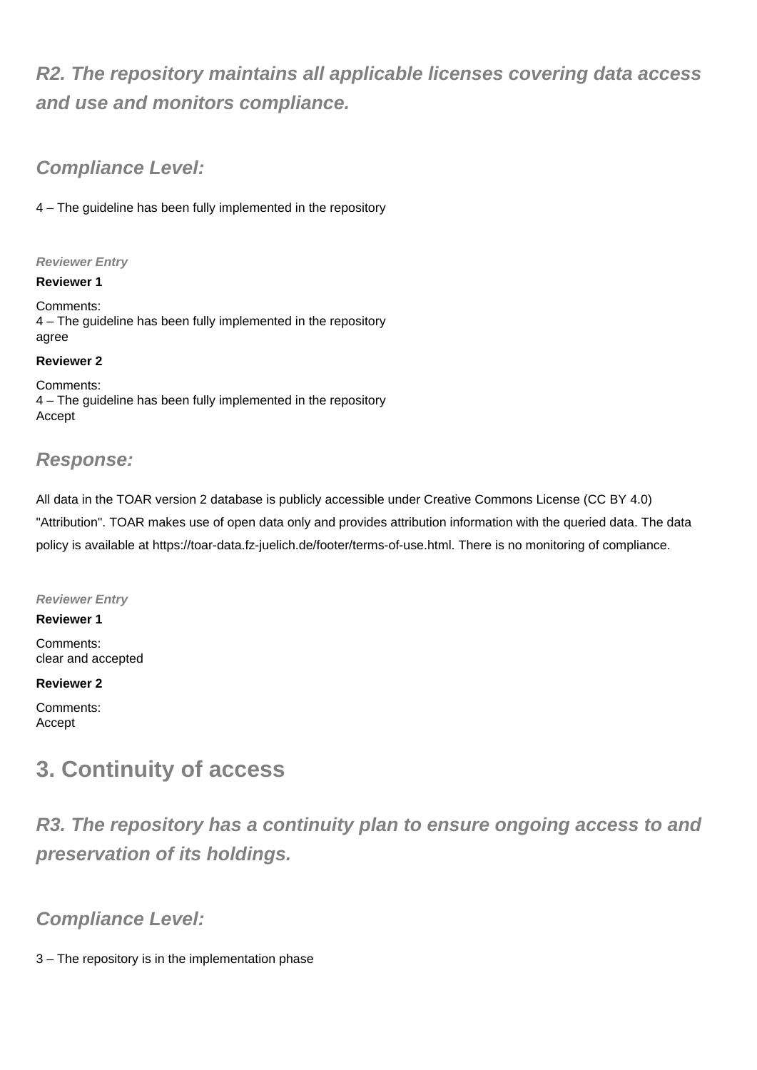## *R2. The repository maintains all applicable licenses covering data access and use and monitors compliance.*

### *Compliance Level:*

4 – The guideline has been fully implemented in the repository

***Reviewer Entry***

**Reviewer 1**

Comments:
4 – The guideline has been fully implemented in the repository
agree

**Reviewer 2**

Comments:
4 – The guideline has been fully implemented in the repository
Accept

### *Response:*

All data in the TOAR version 2 database is publicly accessible under Creative Commons License (CC BY 4.0) "Attribution". TOAR makes use of open data only and provides attribution information with the queried data. The data policy is available at https://toar-data.fz-juelich.de/footer/terms-of-use.html. There is no monitoring of compliance.

***Reviewer Entry***

**Reviewer 1**

Comments:
clear and accepted

**Reviewer 2**

Comments:
Accept

# 3. Continuity of access

## *R3. The repository has a continuity plan to ensure ongoing access to and preservation of its holdings.*

### *Compliance Level:*

3 – The repository is in the implementation phase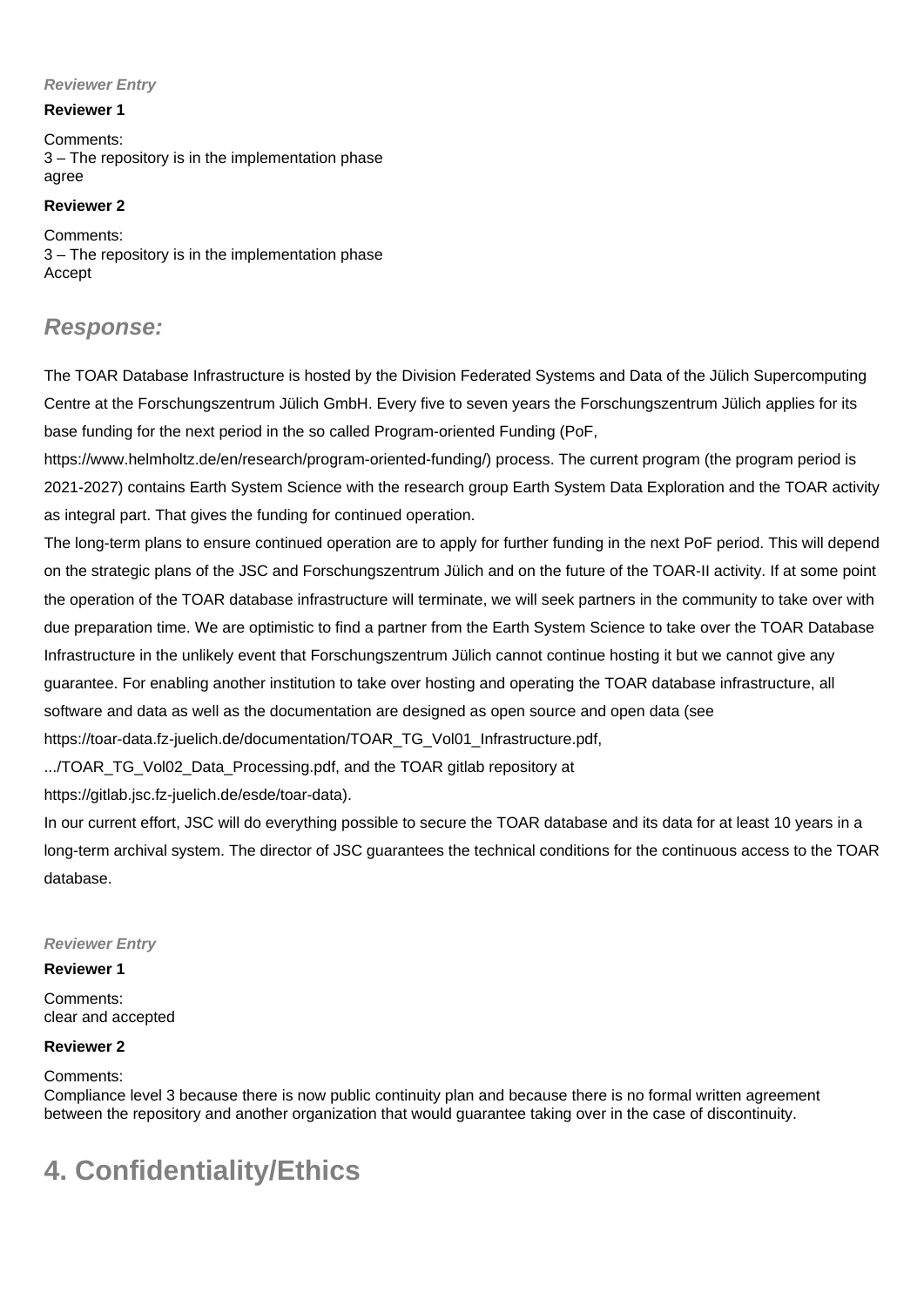*Reviewer Entry*

**Reviewer 1**

Comments:
3 – The repository is in the implementation phase
agree

**Reviewer 2**

Comments:
3 – The repository is in the implementation phase
Accept

## *Response:*

The TOAR Database Infrastructure is hosted by the Division Federated Systems and Data of the Jülich Supercomputing Centre at the Forschungszentrum Jülich GmbH. Every five to seven years the Forschungszentrum Jülich applies for its base funding for the next period in the so called Program-oriented Funding (PoF, https://www.helmholtz.de/en/research/program-oriented-funding/) process. The current program (the program period is 2021-2027) contains Earth System Science with the research group Earth System Data Exploration and the TOAR activity as integral part. That gives the funding for continued operation.
The long-term plans to ensure continued operation are to apply for further funding in the next PoF period. This will depend on the strategic plans of the JSC and Forschungszentrum Jülich and on the future of the TOAR-II activity. If at some point the operation of the TOAR database infrastructure will terminate, we will seek partners in the community to take over with due preparation time. We are optimistic to find a partner from the Earth System Science to take over the TOAR Database Infrastructure in the unlikely event that Forschungszentrum Jülich cannot continue hosting it but we cannot give any guarantee. For enabling another institution to take over hosting and operating the TOAR database infrastructure, all software and data as well as the documentation are designed as open source and open data (see https://toar-data.fz-juelich.de/documentation/TOAR_TG_Vol01_Infrastructure.pdf, .../TOAR_TG_Vol02_Data_Processing.pdf, and the TOAR gitlab repository at https://gitlab.jsc.fz-juelich.de/esde/toar-data).
In our current effort, JSC will do everything possible to secure the TOAR database and its data for at least 10 years in a long-term archival system. The director of JSC guarantees the technical conditions for the continuous access to the TOAR database.

*Reviewer Entry*

**Reviewer 1**

Comments:
clear and accepted

**Reviewer 2**

Comments:
Compliance level 3 because there is now public continuity plan and because there is no formal written agreement between the repository and another organization that would guarantee taking over in the case of discontinuity.

# 4. Confidentiality/Ethics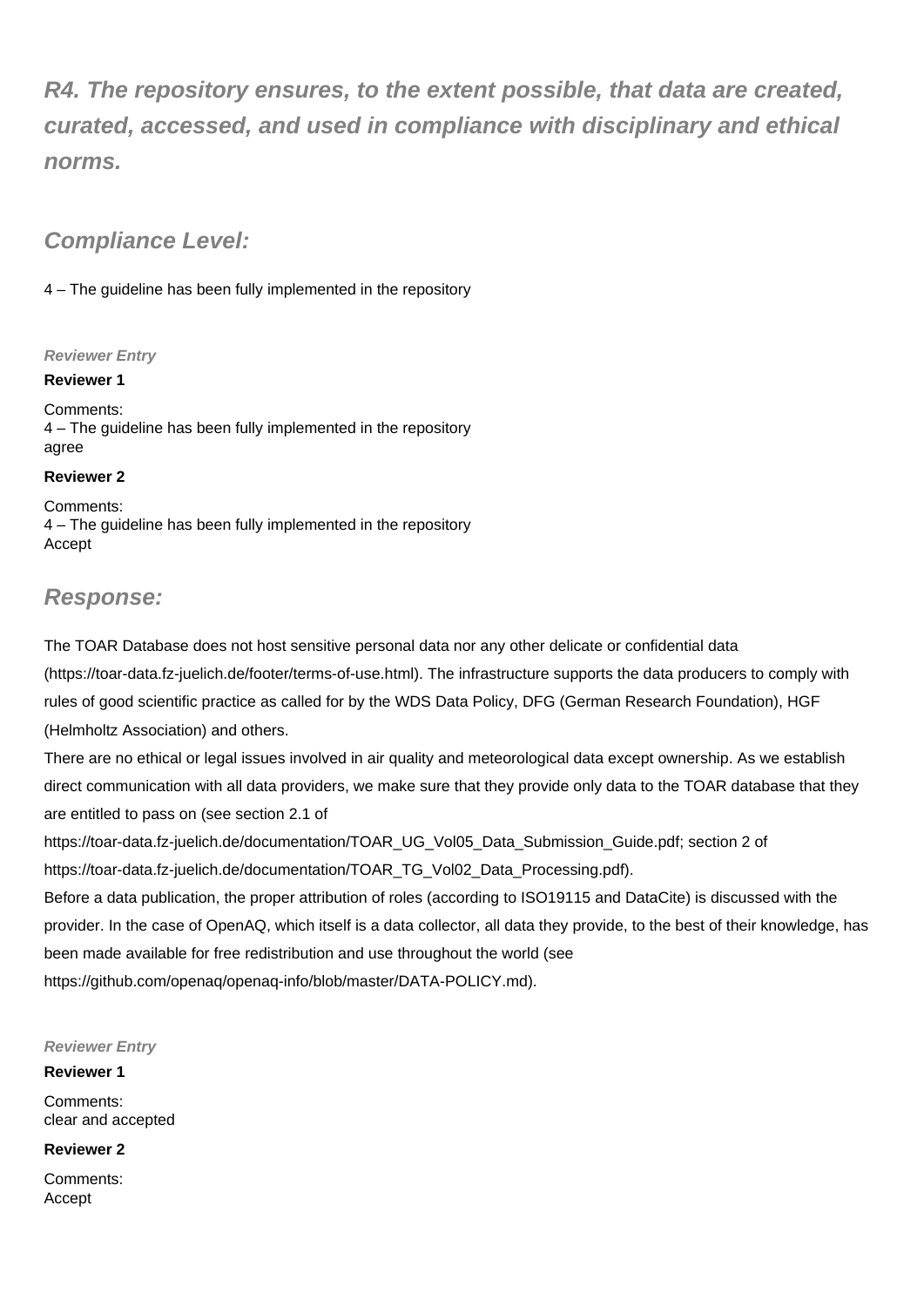## *R4. The repository ensures, to the extent possible, that data are created, curated, accessed, and used in compliance with disciplinary and ethical norms.*

### *Compliance Level:*

4 – The guideline has been fully implemented in the repository

***Reviewer Entry***

**Reviewer 1**

Comments:
4 – The guideline has been fully implemented in the repository
agree

**Reviewer 2**

Comments:
4 – The guideline has been fully implemented in the repository
Accept

### *Response:*

The TOAR Database does not host sensitive personal data nor any other delicate or confidential data (https://toar-data.fz-juelich.de/footer/terms-of-use.html). The infrastructure supports the data producers to comply with rules of good scientific practice as called for by the WDS Data Policy, DFG (German Research Foundation), HGF (Helmholtz Association) and others.
There are no ethical or legal issues involved in air quality and meteorological data except ownership. As we establish direct communication with all data providers, we make sure that they provide only data to the TOAR database that they are entitled to pass on (see section 2.1 of https://toar-data.fz-juelich.de/documentation/TOAR_UG_Vol05_Data_Submission_Guide.pdf; section 2 of https://toar-data.fz-juelich.de/documentation/TOAR_TG_Vol02_Data_Processing.pdf).
Before a data publication, the proper attribution of roles (according to ISO19115 and DataCite) is discussed with the provider. In the case of OpenAQ, which itself is a data collector, all data they provide, to the best of their knowledge, has been made available for free redistribution and use throughout the world (see https://github.com/openaq/openaq-info/blob/master/DATA-POLICY.md).

***Reviewer Entry***

**Reviewer 1**

Comments:
clear and accepted

**Reviewer 2**

Comments:
Accept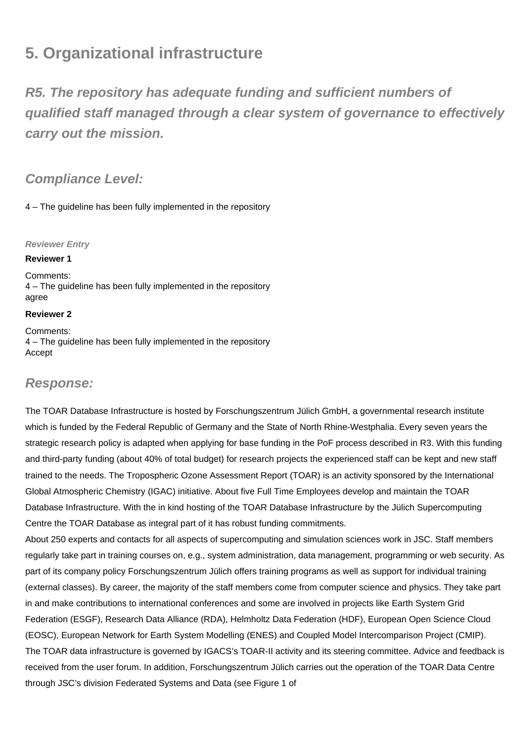## 5. Organizational infrastructure

### *R5. The repository has adequate funding and sufficient numbers of qualified staff managed through a clear system of governance to effectively carry out the mission.*

### *Compliance Level:*

4 – The guideline has been fully implemented in the repository

***Reviewer Entry***

**Reviewer 1**

Comments:
4 – The guideline has been fully implemented in the repository
agree

**Reviewer 2**

Comments:
4 – The guideline has been fully implemented in the repository
Accept

### *Response:*

The TOAR Database Infrastructure is hosted by Forschungszentrum Jülich GmbH, a governmental research institute which is funded by the Federal Republic of Germany and the State of North Rhine-Westphalia. Every seven years the strategic research policy is adapted when applying for base funding in the PoF process described in R3. With this funding and third-party funding (about 40% of total budget) for research projects the experienced staff can be kept and new staff trained to the needs. The Tropospheric Ozone Assessment Report (TOAR) is an activity sponsored by the International Global Atmospheric Chemistry (IGAC) initiative. About five Full Time Employees develop and maintain the TOAR Database Infrastructure. With the in kind hosting of the TOAR Database Infrastructure by the Jülich Supercomputing Centre the TOAR Database as integral part of it has robust funding commitments.

About 250 experts and contacts for all aspects of supercomputing and simulation sciences work in JSC. Staff members regularly take part in training courses on, e.g., system administration, data management, programming or web security. As part of its company policy Forschungszentrum Jülich offers training programs as well as support for individual training (external classes). By career, the majority of the staff members come from computer science and physics. They take part in and make contributions to international conferences and some are involved in projects like Earth System Grid Federation (ESGF), Research Data Alliance (RDA), Helmholtz Data Federation (HDF), European Open Science Cloud (EOSC), European Network for Earth System Modelling (ENES) and Coupled Model Intercomparison Project (CMIP).

The TOAR data infrastructure is governed by IGACS's TOAR-II activity and its steering committee. Advice and feedback is received from the user forum. In addition, Forschungszentrum Jülich carries out the operation of the TOAR Data Centre through JSC's division Federated Systems and Data (see Figure 1 of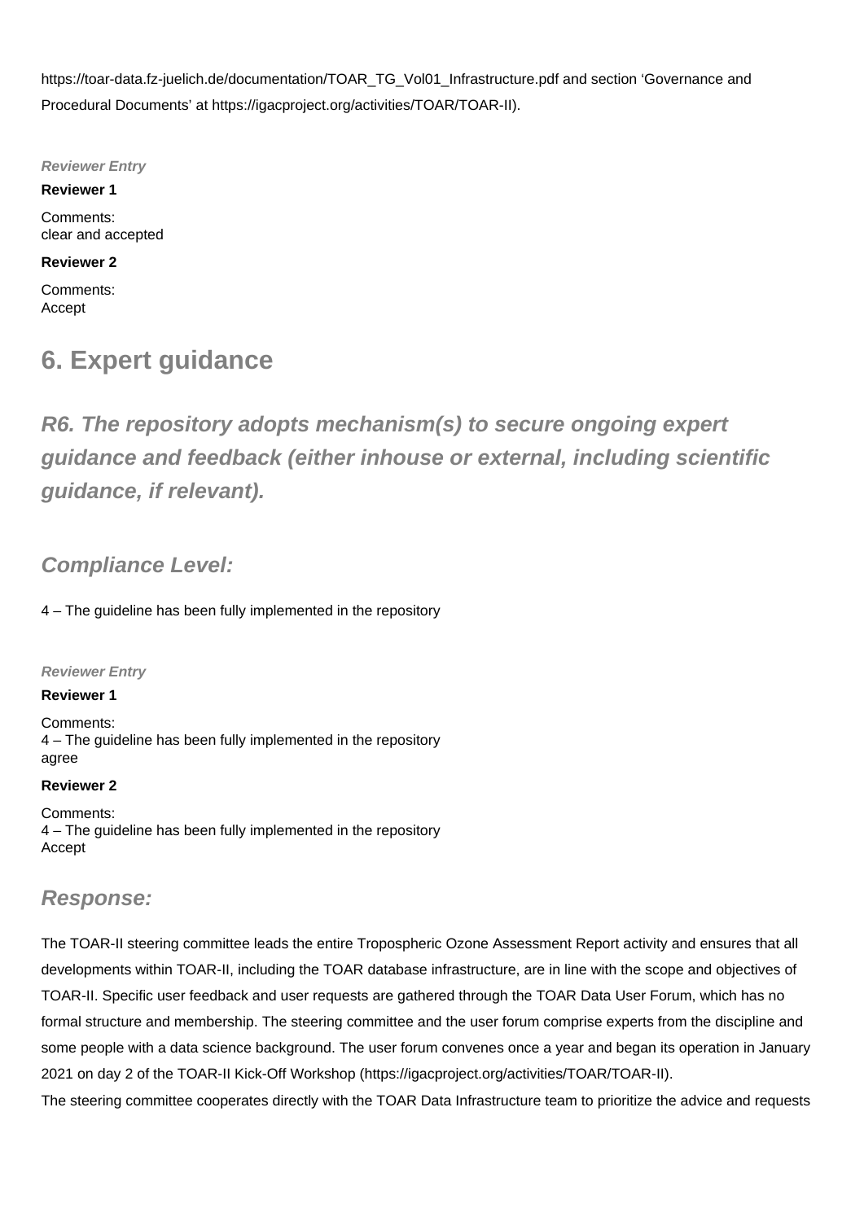https://toar-data.fz-juelich.de/documentation/TOAR_TG_Vol01_Infrastructure.pdf and section 'Governance and Procedural Documents' at https://igacproject.org/activities/TOAR/TOAR-II).

***Reviewer Entry***

**Reviewer 1**

Comments:
clear and accepted

**Reviewer 2**

Comments:
Accept

# 6. Expert guidance

## *R6. The repository adopts mechanism(s) to secure ongoing expert guidance and feedback (either inhouse or external, including scientific guidance, if relevant).*

### *Compliance Level:*

4 – The guideline has been fully implemented in the repository

***Reviewer Entry***

**Reviewer 1**

Comments:
4 – The guideline has been fully implemented in the repository
agree

**Reviewer 2**

Comments:
4 – The guideline has been fully implemented in the repository
Accept

### *Response:*

The TOAR-II steering committee leads the entire Tropospheric Ozone Assessment Report activity and ensures that all developments within TOAR-II, including the TOAR database infrastructure, are in line with the scope and objectives of TOAR-II. Specific user feedback and user requests are gathered through the TOAR Data User Forum, which has no formal structure and membership. The steering committee and the user forum comprise experts from the discipline and some people with a data science background. The user forum convenes once a year and began its operation in January 2021 on day 2 of the TOAR-II Kick-Off Workshop (https://igacproject.org/activities/TOAR/TOAR-II).
The steering committee cooperates directly with the TOAR Data Infrastructure team to prioritize the advice and requests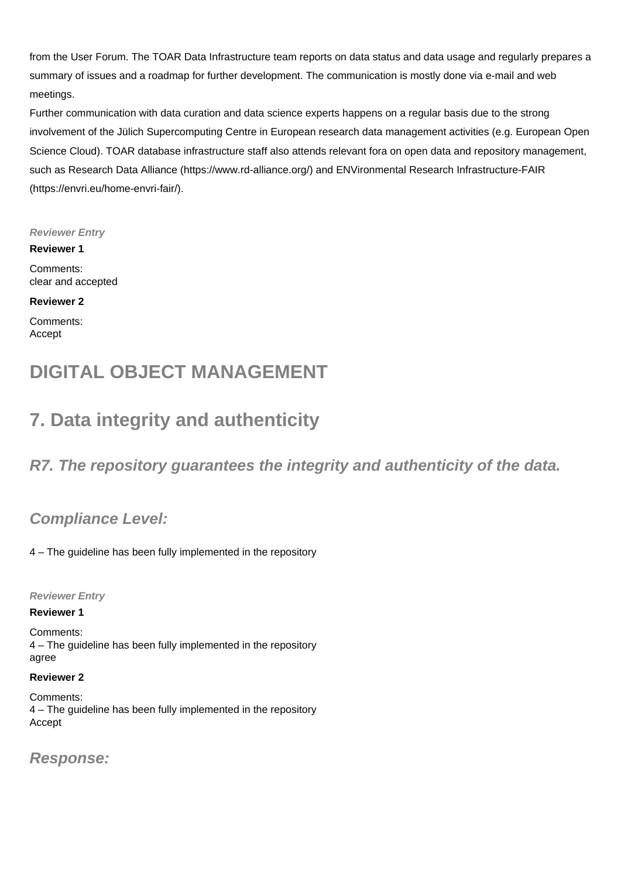from the User Forum. The TOAR Data Infrastructure team reports on data status and data usage and regularly prepares a summary of issues and a roadmap for further development. The communication is mostly done via e-mail and web meetings.

Further communication with data curation and data science experts happens on a regular basis due to the strong involvement of the Jülich Supercomputing Centre in European research data management activities (e.g. European Open Science Cloud). TOAR database infrastructure staff also attends relevant fora on open data and repository management, such as Research Data Alliance (https://www.rd-alliance.org/) and ENVironmental Research Infrastructure-FAIR (https://envri.eu/home-envri-fair/).

***Reviewer Entry***

**Reviewer 1**

Comments:
clear and accepted

**Reviewer 2**

Comments:
Accept

# DIGITAL OBJECT MANAGEMENT

# 7. Data integrity and authenticity

## *R7. The repository guarantees the integrity and authenticity of the data.*

### *Compliance Level:*

4 – The guideline has been fully implemented in the repository

***Reviewer Entry***

**Reviewer 1**

Comments:
4 – The guideline has been fully implemented in the repository
agree

**Reviewer 2**

Comments:
4 – The guideline has been fully implemented in the repository
Accept

### *Response:*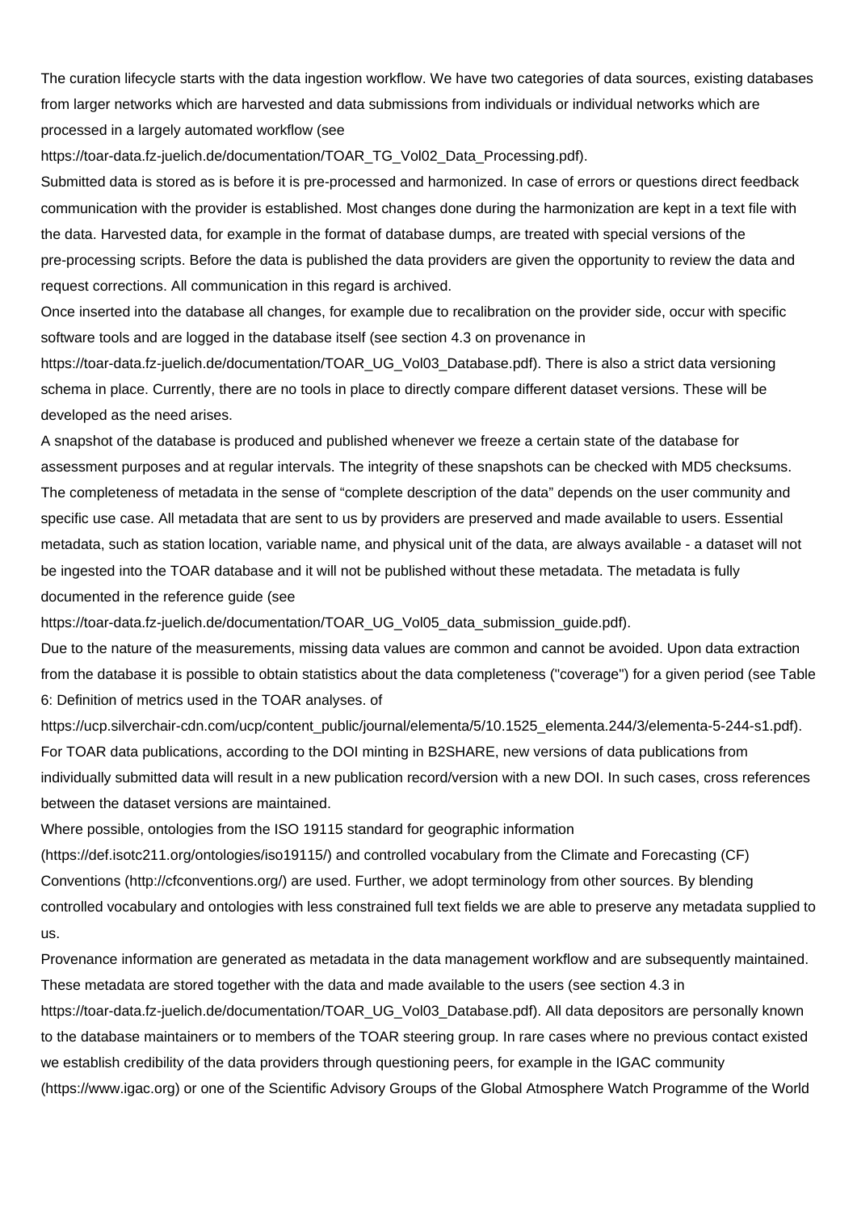The curation lifecycle starts with the data ingestion workflow. We have two categories of data sources, existing databases from larger networks which are harvested and data submissions from individuals or individual networks which are processed in a largely automated workflow (see https://toar-data.fz-juelich.de/documentation/TOAR_TG_Vol02_Data_Processing.pdf).

Submitted data is stored as is before it is pre-processed and harmonized. In case of errors or questions direct feedback communication with the provider is established. Most changes done during the harmonization are kept in a text file with the data. Harvested data, for example in the format of database dumps, are treated with special versions of the pre-processing scripts. Before the data is published the data providers are given the opportunity to review the data and request corrections. All communication in this regard is archived.

Once inserted into the database all changes, for example due to recalibration on the provider side, occur with specific software tools and are logged in the database itself (see section 4.3 on provenance in https://toar-data.fz-juelich.de/documentation/TOAR_UG_Vol03_Database.pdf). There is also a strict data versioning schema in place. Currently, there are no tools in place to directly compare different dataset versions. These will be developed as the need arises.

A snapshot of the database is produced and published whenever we freeze a certain state of the database for assessment purposes and at regular intervals. The integrity of these snapshots can be checked with MD5 checksums.

The completeness of metadata in the sense of “complete description of the data” depends on the user community and specific use case. All metadata that are sent to us by providers are preserved and made available to users. Essential metadata, such as station location, variable name, and physical unit of the data, are always available - a dataset will not be ingested into the TOAR database and it will not be published without these metadata. The metadata is fully documented in the reference guide (see https://toar-data.fz-juelich.de/documentation/TOAR_UG_Vol05_data_submission_guide.pdf).

Due to the nature of the measurements, missing data values are common and cannot be avoided. Upon data extraction from the database it is possible to obtain statistics about the data completeness ("coverage") for a given period (see Table 6: Definition of metrics used in the TOAR analyses. of https://ucp.silverchair-cdn.com/ucp/content_public/journal/elementa/5/10.1525_elementa.244/3/elementa-5-244-s1.pdf).

For TOAR data publications, according to the DOI minting in B2SHARE, new versions of data publications from individually submitted data will result in a new publication record/version with a new DOI. In such cases, cross references between the dataset versions are maintained.

Where possible, ontologies from the ISO 19115 standard for geographic information (https://def.isotc211.org/ontologies/iso19115/) and controlled vocabulary from the Climate and Forecasting (CF) Conventions (http://cfconventions.org/) are used. Further, we adopt terminology from other sources. By blending controlled vocabulary and ontologies with less constrained full text fields we are able to preserve any metadata supplied to us.

Provenance information are generated as metadata in the data management workflow and are subsequently maintained. These metadata are stored together with the data and made available to the users (see section 4.3 in https://toar-data.fz-juelich.de/documentation/TOAR_UG_Vol03_Database.pdf). All data depositors are personally known to the database maintainers or to members of the TOAR steering group. In rare cases where no previous contact existed we establish credibility of the data providers through questioning peers, for example in the IGAC community (https://www.igac.org) or one of the Scientific Advisory Groups of the Global Atmosphere Watch Programme of the World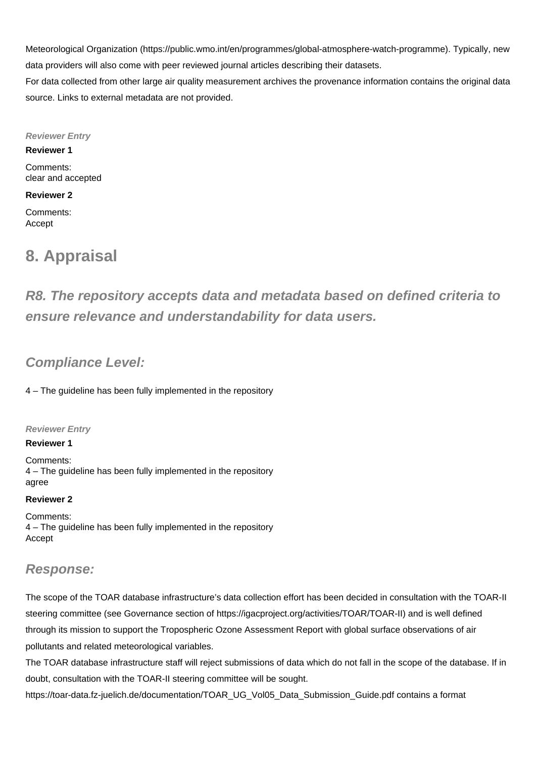Meteorological Organization (https://public.wmo.int/en/programmes/global-atmosphere-watch-programme). Typically, new data providers will also come with peer reviewed journal articles describing their datasets.

For data collected from other large air quality measurement archives the provenance information contains the original data source. Links to external metadata are not provided.

***Reviewer Entry***

**Reviewer 1**

Comments:
clear and accepted

**Reviewer 2**

Comments:
Accept

# 8. Appraisal

## *R8. The repository accepts data and metadata based on defined criteria to ensure relevance and understandability for data users.*

### *Compliance Level:*

4 – The guideline has been fully implemented in the repository

***Reviewer Entry***

**Reviewer 1**

Comments:
4 – The guideline has been fully implemented in the repository
agree

**Reviewer 2**

Comments:
4 – The guideline has been fully implemented in the repository
Accept

### *Response:*

The scope of the TOAR database infrastructure's data collection effort has been decided in consultation with the TOAR-II steering committee (see Governance section of https://igacproject.org/activities/TOAR/TOAR-II) and is well defined through its mission to support the Tropospheric Ozone Assessment Report with global surface observations of air pollutants and related meteorological variables.

The TOAR database infrastructure staff will reject submissions of data which do not fall in the scope of the database. If in doubt, consultation with the TOAR-II steering committee will be sought.

https://toar-data.fz-juelich.de/documentation/TOAR_UG_Vol05_Data_Submission_Guide.pdf contains a format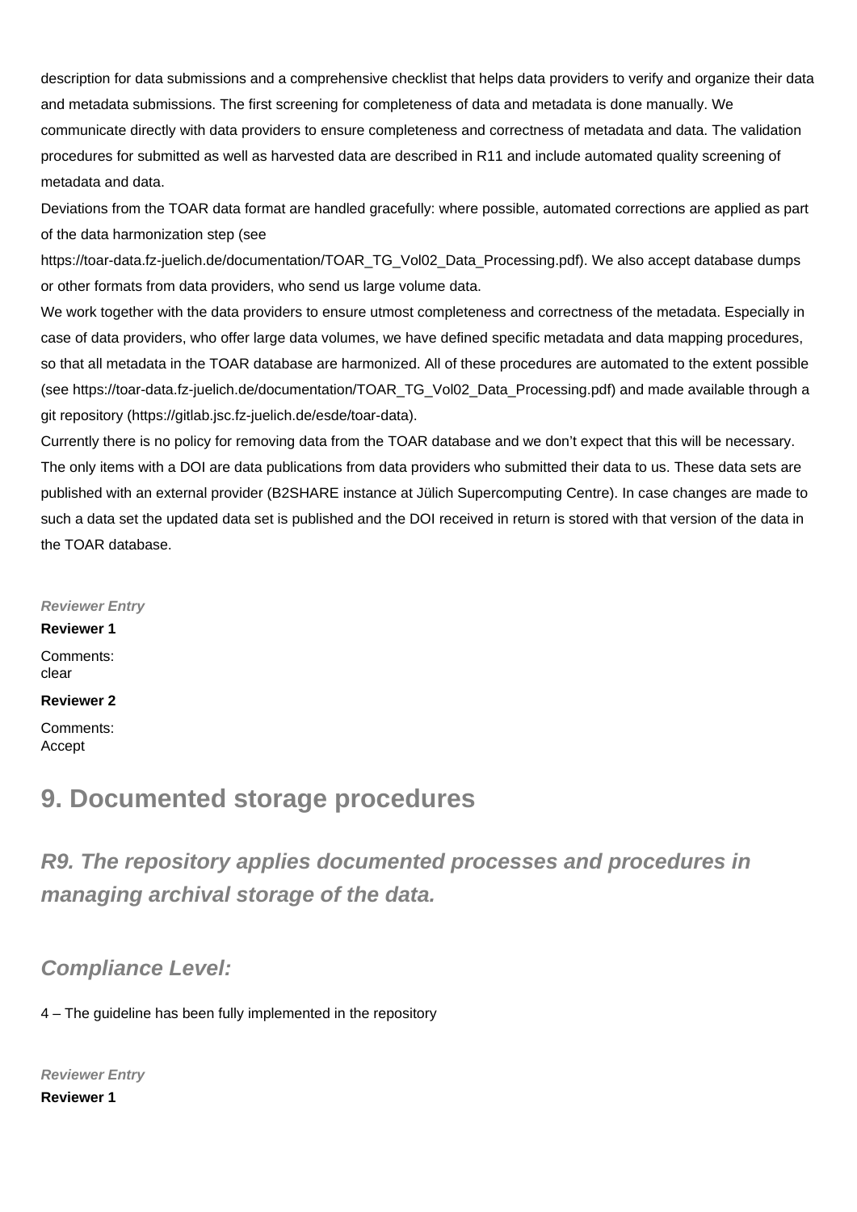description for data submissions and a comprehensive checklist that helps data providers to verify and organize their data and metadata submissions. The first screening for completeness of data and metadata is done manually. We communicate directly with data providers to ensure completeness and correctness of metadata and data. The validation procedures for submitted as well as harvested data are described in R11 and include automated quality screening of metadata and data.

Deviations from the TOAR data format are handled gracefully: where possible, automated corrections are applied as part of the data harmonization step (see https://toar-data.fz-juelich.de/documentation/TOAR_TG_Vol02_Data_Processing.pdf). We also accept database dumps or other formats from data providers, who send us large volume data.

We work together with the data providers to ensure utmost completeness and correctness of the metadata. Especially in case of data providers, who offer large data volumes, we have defined specific metadata and data mapping procedures, so that all metadata in the TOAR database are harmonized. All of these procedures are automated to the extent possible (see https://toar-data.fz-juelich.de/documentation/TOAR_TG_Vol02_Data_Processing.pdf) and made available through a git repository (https://gitlab.jsc.fz-juelich.de/esde/toar-data).

Currently there is no policy for removing data from the TOAR database and we don't expect that this will be necessary. The only items with a DOI are data publications from data providers who submitted their data to us. These data sets are published with an external provider (B2SHARE instance at Jülich Supercomputing Centre). In case changes are made to such a data set the updated data set is published and the DOI received in return is stored with that version of the data in the TOAR database.

***Reviewer Entry***

**Reviewer 1**

Comments:
clear

**Reviewer 2**

Comments:
Accept

## 9. Documented storage procedures

### *R9. The repository applies documented processes and procedures in managing archival storage of the data.*

### *Compliance Level:*

4 – The guideline has been fully implemented in the repository

***Reviewer Entry***

**Reviewer 1**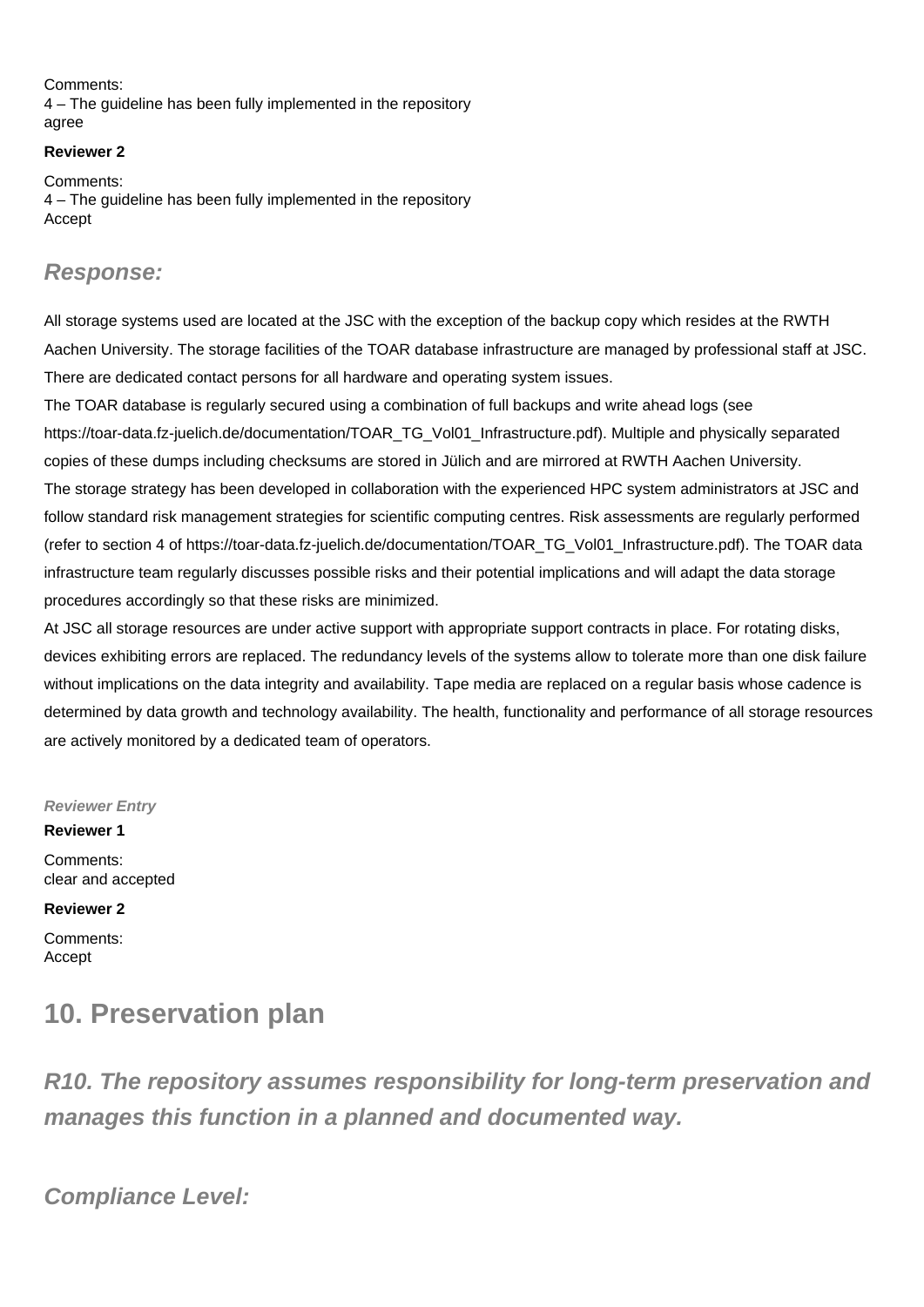Comments:
4 – The guideline has been fully implemented in the repository
agree

**Reviewer 2**

Comments:
4 – The guideline has been fully implemented in the repository
Accept

### *Response:*

All storage systems used are located at the JSC with the exception of the backup copy which resides at the RWTH Aachen University. The storage facilities of the TOAR database infrastructure are managed by professional staff at JSC. There are dedicated contact persons for all hardware and operating system issues.
The TOAR database is regularly secured using a combination of full backups and write ahead logs (see https://toar-data.fz-juelich.de/documentation/TOAR_TG_Vol01_Infrastructure.pdf). Multiple and physically separated copies of these dumps including checksums are stored in Jülich and are mirrored at RWTH Aachen University.
The storage strategy has been developed in collaboration with the experienced HPC system administrators at JSC and follow standard risk management strategies for scientific computing centres. Risk assessments are regularly performed (refer to section 4 of https://toar-data.fz-juelich.de/documentation/TOAR_TG_Vol01_Infrastructure.pdf). The TOAR data infrastructure team regularly discusses possible risks and their potential implications and will adapt the data storage procedures accordingly so that these risks are minimized.
At JSC all storage resources are under active support with appropriate support contracts in place. For rotating disks, devices exhibiting errors are replaced. The redundancy levels of the systems allow to tolerate more than one disk failure without implications on the data integrity and availability. Tape media are replaced on a regular basis whose cadence is determined by data growth and technology availability. The health, functionality and performance of all storage resources are actively monitored by a dedicated team of operators.

***Reviewer Entry***

**Reviewer 1**

Comments:
clear and accepted

**Reviewer 2**

Comments:
Accept

## 10. Preservation plan

### *R10. The repository assumes responsibility for long-term preservation and manages this function in a planned and documented way.*

### *Compliance Level:*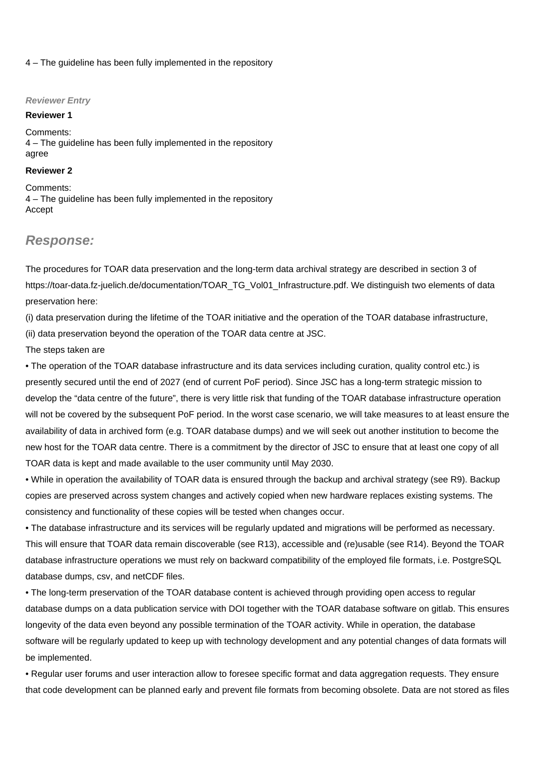4 – The guideline has been fully implemented in the repository

***Reviewer Entry***

**Reviewer 1**

Comments:
4 – The guideline has been fully implemented in the repository
agree

**Reviewer 2**

Comments:
4 – The guideline has been fully implemented in the repository
Accept

## *Response:*

The procedures for TOAR data preservation and the long-term data archival strategy are described in section 3 of https://toar-data.fz-juelich.de/documentation/TOAR_TG_Vol01_Infrastructure.pdf. We distinguish two elements of data preservation here:

(i) data preservation during the lifetime of the TOAR initiative and the operation of the TOAR database infrastructure,

(ii) data preservation beyond the operation of the TOAR data centre at JSC.

The steps taken are

• The operation of the TOAR database infrastructure and its data services including curation, quality control etc.) is presently secured until the end of 2027 (end of current PoF period). Since JSC has a long-term strategic mission to develop the "data centre of the future", there is very little risk that funding of the TOAR database infrastructure operation will not be covered by the subsequent PoF period. In the worst case scenario, we will take measures to at least ensure the availability of data in archived form (e.g. TOAR database dumps) and we will seek out another institution to become the new host for the TOAR data centre. There is a commitment by the director of JSC to ensure that at least one copy of all TOAR data is kept and made available to the user community until May 2030.

• While in operation the availability of TOAR data is ensured through the backup and archival strategy (see R9). Backup copies are preserved across system changes and actively copied when new hardware replaces existing systems. The consistency and functionality of these copies will be tested when changes occur.

• The database infrastructure and its services will be regularly updated and migrations will be performed as necessary. This will ensure that TOAR data remain discoverable (see R13), accessible and (re)usable (see R14). Beyond the TOAR database infrastructure operations we must rely on backward compatibility of the employed file formats, i.e. PostgreSQL database dumps, csv, and netCDF files.

• The long-term preservation of the TOAR database content is achieved through providing open access to regular database dumps on a data publication service with DOI together with the TOAR database software on gitlab. This ensures longevity of the data even beyond any possible termination of the TOAR activity. While in operation, the database software will be regularly updated to keep up with technology development and any potential changes of data formats will be implemented.

• Regular user forums and user interaction allow to foresee specific format and data aggregation requests. They ensure that code development can be planned early and prevent file formats from becoming obsolete. Data are not stored as files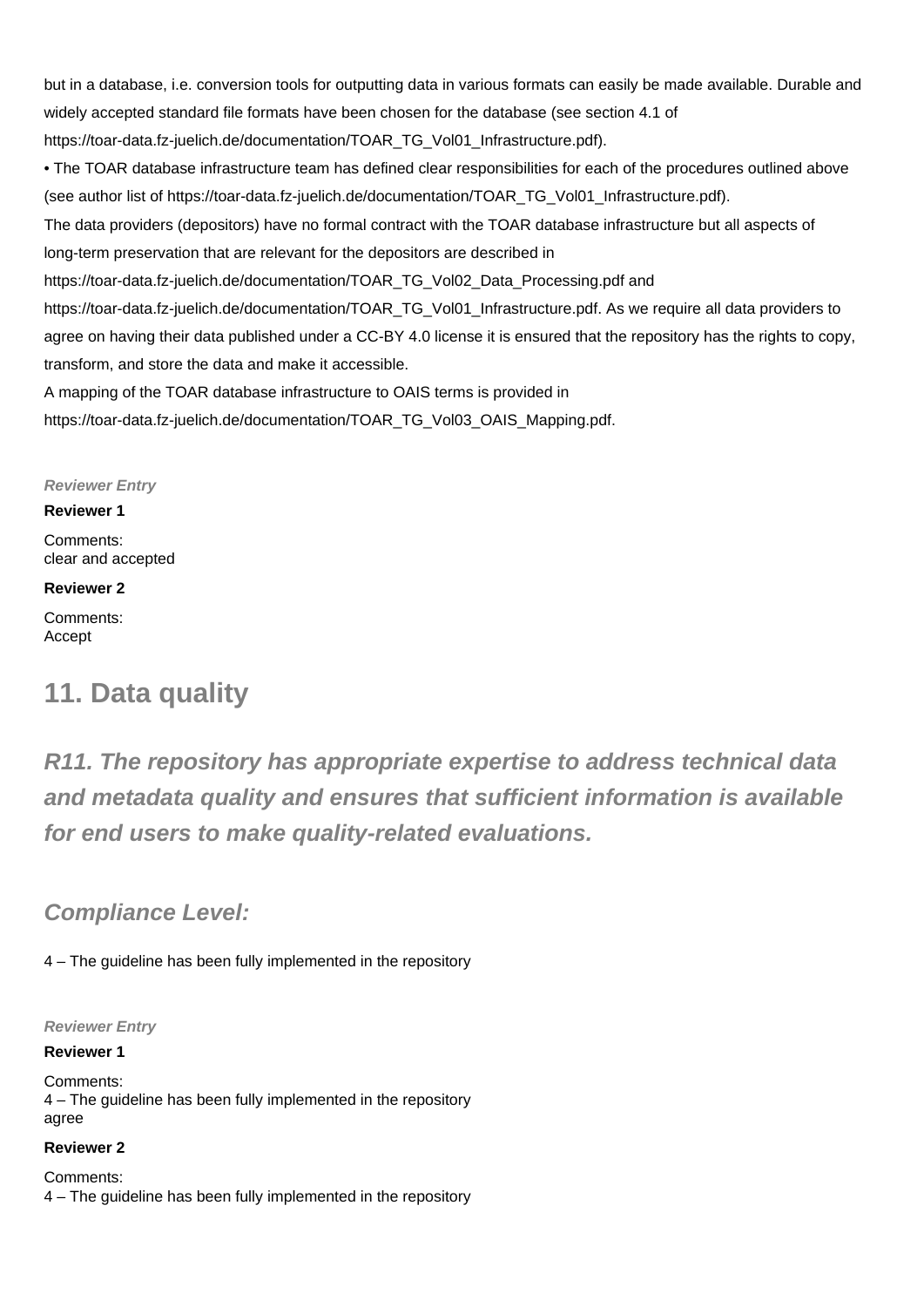but in a database, i.e. conversion tools for outputting data in various formats can easily be made available. Durable and widely accepted standard file formats have been chosen for the database (see section 4.1 of https://toar-data.fz-juelich.de/documentation/TOAR_TG_Vol01_Infrastructure.pdf).

• The TOAR database infrastructure team has defined clear responsibilities for each of the procedures outlined above (see author list of https://toar-data.fz-juelich.de/documentation/TOAR_TG_Vol01_Infrastructure.pdf).

The data providers (depositors) have no formal contract with the TOAR database infrastructure but all aspects of long-term preservation that are relevant for the depositors are described in https://toar-data.fz-juelich.de/documentation/TOAR_TG_Vol02_Data_Processing.pdf and https://toar-data.fz-juelich.de/documentation/TOAR_TG_Vol01_Infrastructure.pdf. As we require all data providers to agree on having their data published under a CC-BY 4.0 license it is ensured that the repository has the rights to copy, transform, and store the data and make it accessible.

A mapping of the TOAR database infrastructure to OAIS terms is provided in https://toar-data.fz-juelich.de/documentation/TOAR_TG_Vol03_OAIS_Mapping.pdf.

***Reviewer Entry***

**Reviewer 1**

Comments:
clear and accepted

**Reviewer 2**

Comments:
Accept

## 11. Data quality

### *R11. The repository has appropriate expertise to address technical data and metadata quality and ensures that sufficient information is available for end users to make quality-related evaluations.*

### *Compliance Level:*

4 – The guideline has been fully implemented in the repository

***Reviewer Entry***

**Reviewer 1**

Comments:
4 – The guideline has been fully implemented in the repository
agree

**Reviewer 2**

Comments:
4 – The guideline has been fully implemented in the repository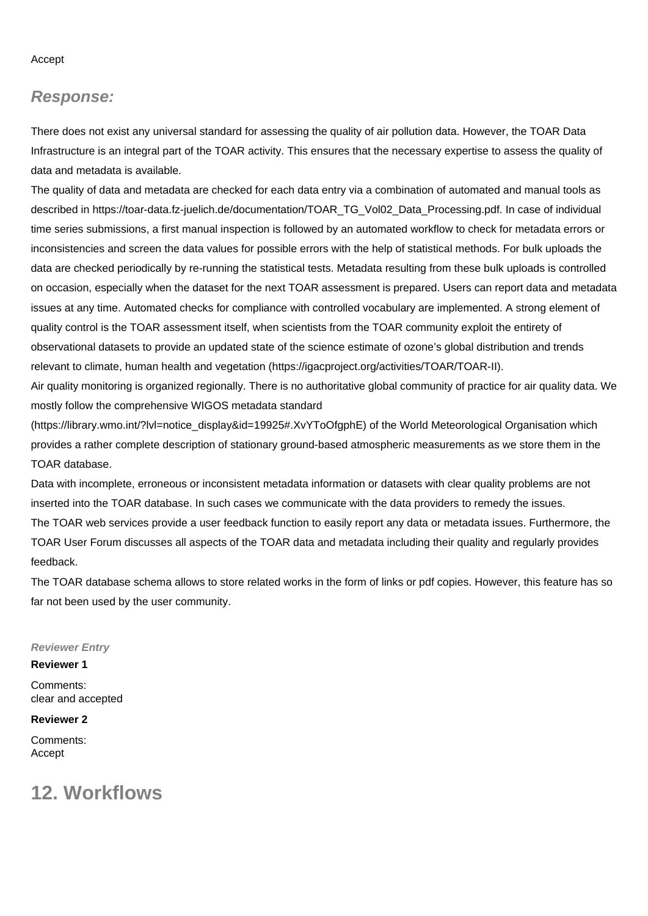Accept

## *Response:*

There does not exist any universal standard for assessing the quality of air pollution data. However, the TOAR Data Infrastructure is an integral part of the TOAR activity. This ensures that the necessary expertise to assess the quality of data and metadata is available.

The quality of data and metadata are checked for each data entry via a combination of automated and manual tools as described in https://toar-data.fz-juelich.de/documentation/TOAR_TG_Vol02_Data_Processing.pdf. In case of individual time series submissions, a first manual inspection is followed by an automated workflow to check for metadata errors or inconsistencies and screen the data values for possible errors with the help of statistical methods. For bulk uploads the data are checked periodically by re-running the statistical tests. Metadata resulting from these bulk uploads is controlled on occasion, especially when the dataset for the next TOAR assessment is prepared. Users can report data and metadata issues at any time. Automated checks for compliance with controlled vocabulary are implemented. A strong element of quality control is the TOAR assessment itself, when scientists from the TOAR community exploit the entirety of observational datasets to provide an updated state of the science estimate of ozone's global distribution and trends relevant to climate, human health and vegetation (https://igacproject.org/activities/TOAR/TOAR-II).

Air quality monitoring is organized regionally. There is no authoritative global community of practice for air quality data. We mostly follow the comprehensive WIGOS metadata standard (https://library.wmo.int/?lvl=notice_display&id=19925#.XvYToOfgphE) of the World Meteorological Organisation which provides a rather complete description of stationary ground-based atmospheric measurements as we store them in the TOAR database.

Data with incomplete, erroneous or inconsistent metadata information or datasets with clear quality problems are not inserted into the TOAR database. In such cases we communicate with the data providers to remedy the issues.

The TOAR web services provide a user feedback function to easily report any data or metadata issues. Furthermore, the TOAR User Forum discusses all aspects of the TOAR data and metadata including their quality and regularly provides feedback.

The TOAR database schema allows to store related works in the form of links or pdf copies. However, this feature has so far not been used by the user community.

***Reviewer Entry***

**Reviewer 1**

Comments:
clear and accepted

**Reviewer 2**

Comments:
Accept

# 12. Workflows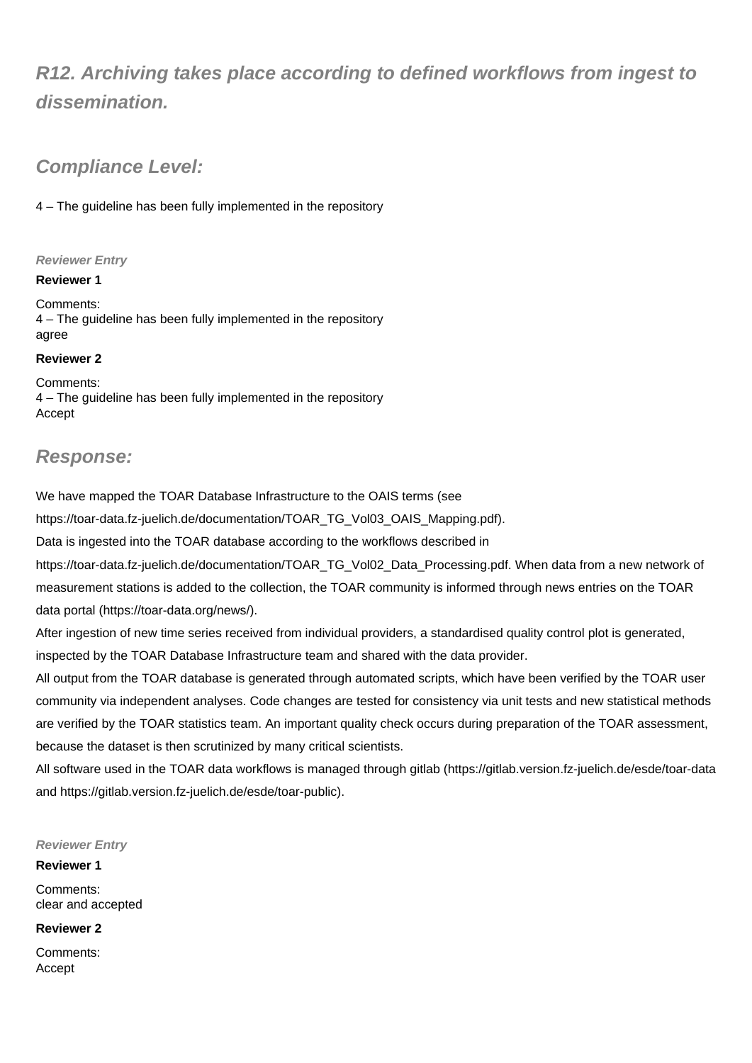## *R12. Archiving takes place according to defined workflows from ingest to dissemination.*

### *Compliance Level:*

4 – The guideline has been fully implemented in the repository

***Reviewer Entry***

**Reviewer 1**

Comments:
4 – The guideline has been fully implemented in the repository
agree

**Reviewer 2**

Comments:
4 – The guideline has been fully implemented in the repository
Accept

### *Response:*

We have mapped the TOAR Database Infrastructure to the OAIS terms (see https://toar-data.fz-juelich.de/documentation/TOAR_TG_Vol03_OAIS_Mapping.pdf).
Data is ingested into the TOAR database according to the workflows described in https://toar-data.fz-juelich.de/documentation/TOAR_TG_Vol02_Data_Processing.pdf. When data from a new network of measurement stations is added to the collection, the TOAR community is informed through news entries on the TOAR data portal (https://toar-data.org/news/).
After ingestion of new time series received from individual providers, a standardised quality control plot is generated, inspected by the TOAR Database Infrastructure team and shared with the data provider.
All output from the TOAR database is generated through automated scripts, which have been verified by the TOAR user community via independent analyses. Code changes are tested for consistency via unit tests and new statistical methods are verified by the TOAR statistics team. An important quality check occurs during preparation of the TOAR assessment, because the dataset is then scrutinized by many critical scientists.
All software used in the TOAR data workflows is managed through gitlab (https://gitlab.version.fz-juelich.de/esde/toar-data and https://gitlab.version.fz-juelich.de/esde/toar-public).

***Reviewer Entry***

**Reviewer 1**

Comments:
clear and accepted

**Reviewer 2**

Comments:
Accept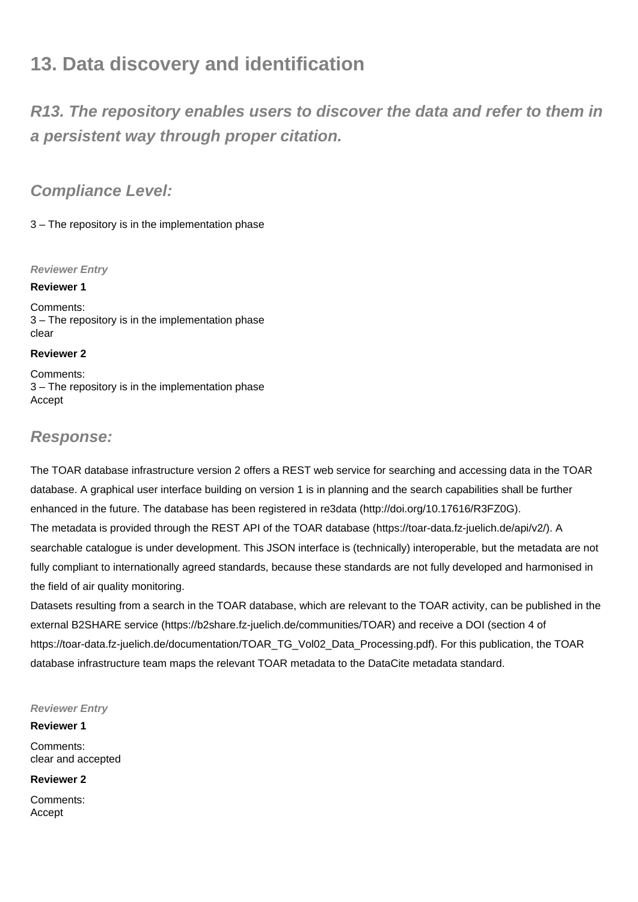## 13. Data discovery and identification

### *R13. The repository enables users to discover the data and refer to them in a persistent way through proper citation.*

### *Compliance Level:*

3 – The repository is in the implementation phase

*Reviewer Entry*

**Reviewer 1**

Comments:
3 – The repository is in the implementation phase
clear

**Reviewer 2**

Comments:
3 – The repository is in the implementation phase
Accept

### *Response:*

The TOAR database infrastructure version 2 offers a REST web service for searching and accessing data in the TOAR database. A graphical user interface building on version 1 is in planning and the search capabilities shall be further enhanced in the future. The database has been registered in re3data (http://doi.org/10.17616/R3FZ0G).
The metadata is provided through the REST API of the TOAR database (https://toar-data.fz-juelich.de/api/v2/). A searchable catalogue is under development. This JSON interface is (technically) interoperable, but the metadata are not fully compliant to internationally agreed standards, because these standards are not fully developed and harmonised in the field of air quality monitoring.
Datasets resulting from a search in the TOAR database, which are relevant to the TOAR activity, can be published in the external B2SHARE service (https://b2share.fz-juelich.de/communities/TOAR) and receive a DOI (section 4 of https://toar-data.fz-juelich.de/documentation/TOAR_TG_Vol02_Data_Processing.pdf). For this publication, the TOAR database infrastructure team maps the relevant TOAR metadata to the DataCite metadata standard.

*Reviewer Entry*

**Reviewer 1**

Comments:
clear and accepted

**Reviewer 2**

Comments:
Accept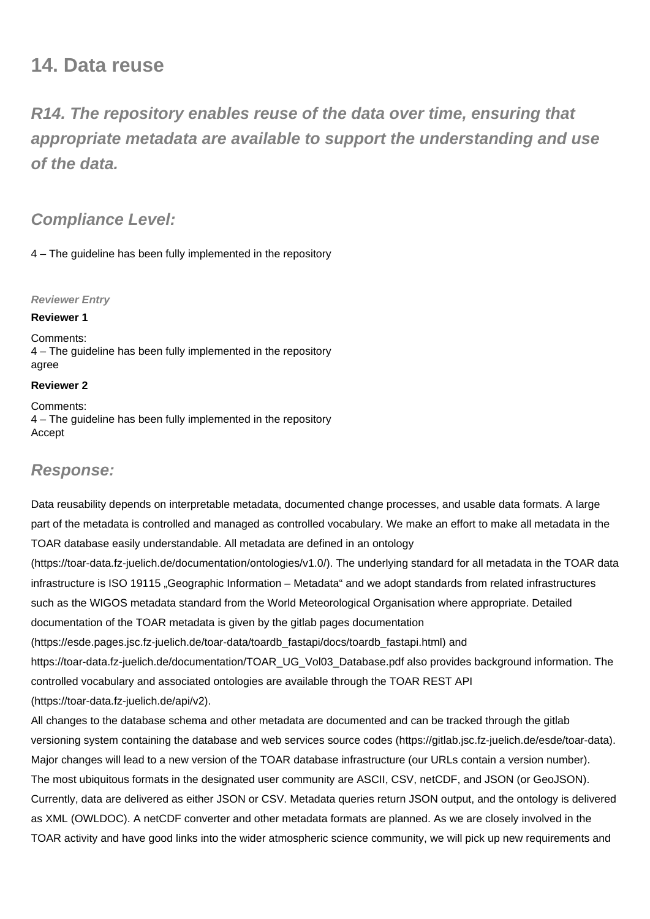## 14. Data reuse

### *R14. The repository enables reuse of the data over time, ensuring that appropriate metadata are available to support the understanding and use of the data.*

### *Compliance Level:*

4 – The guideline has been fully implemented in the repository

***Reviewer Entry***

**Reviewer 1**

Comments:
4 – The guideline has been fully implemented in the repository
agree

**Reviewer 2**

Comments:
4 – The guideline has been fully implemented in the repository
Accept

### *Response:*

Data reusability depends on interpretable metadata, documented change processes, and usable data formats. A large part of the metadata is controlled and managed as controlled vocabulary. We make an effort to make all metadata in the TOAR database easily understandable. All metadata are defined in an ontology (https://toar-data.fz-juelich.de/documentation/ontologies/v1.0/). The underlying standard for all metadata in the TOAR data infrastructure is ISO 19115 „Geographic Information – Metadata" and we adopt standards from related infrastructures such as the WIGOS metadata standard from the World Meteorological Organisation where appropriate. Detailed documentation of the TOAR metadata is given by the gitlab pages documentation (https://esde.pages.jsc.fz-juelich.de/toar-data/toardb_fastapi/docs/toardb_fastapi.html) and https://toar-data.fz-juelich.de/documentation/TOAR_UG_Vol03_Database.pdf also provides background information. The controlled vocabulary and associated ontologies are available through the TOAR REST API (https://toar-data.fz-juelich.de/api/v2).

All changes to the database schema and other metadata are documented and can be tracked through the gitlab versioning system containing the database and web services source codes (https://gitlab.jsc.fz-juelich.de/esde/toar-data). Major changes will lead to a new version of the TOAR database infrastructure (our URLs contain a version number).

The most ubiquitous formats in the designated user community are ASCII, CSV, netCDF, and JSON (or GeoJSON). Currently, data are delivered as either JSON or CSV. Metadata queries return JSON output, and the ontology is delivered as XML (OWLDOC). A netCDF converter and other metadata formats are planned. As we are closely involved in the TOAR activity and have good links into the wider atmospheric science community, we will pick up new requirements and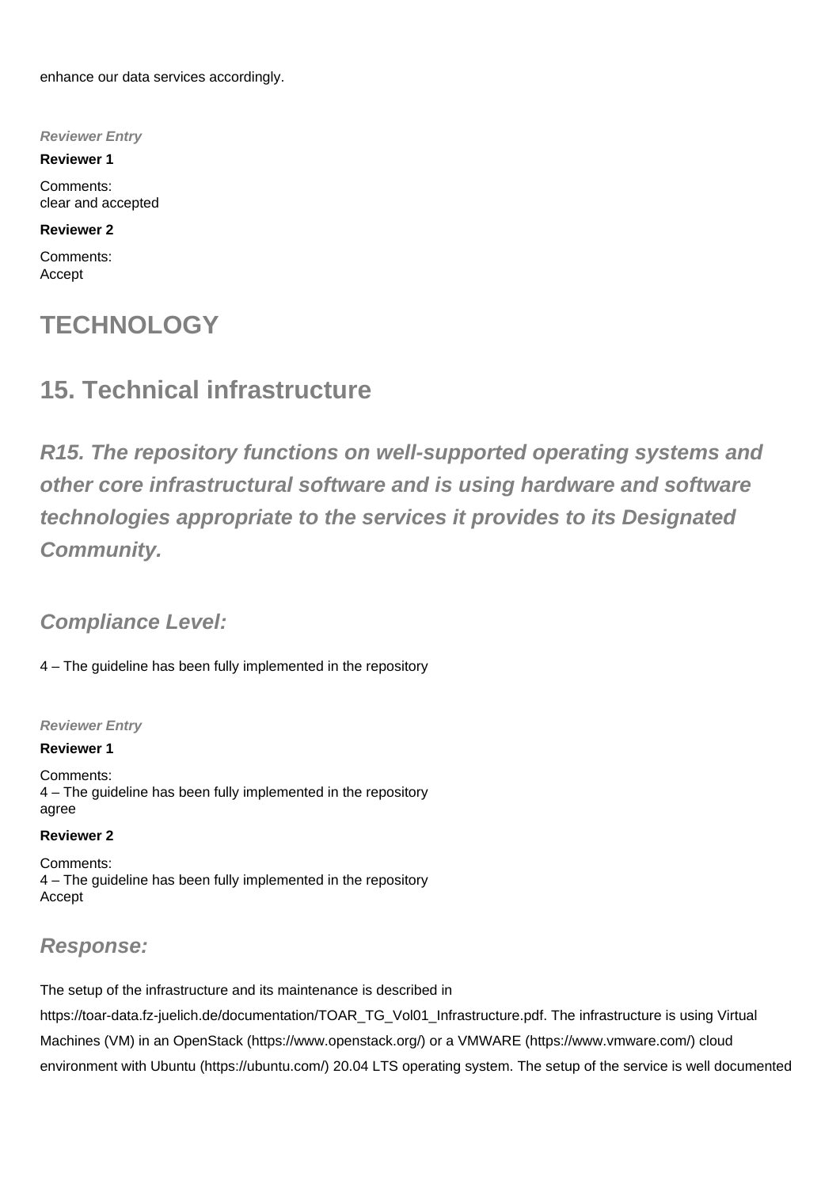enhance our data services accordingly.

*Reviewer Entry*

**Reviewer 1**

Comments:
clear and accepted

**Reviewer 2**

Comments:
Accept

# TECHNOLOGY

## 15. Technical infrastructure

### *R15. The repository functions on well-supported operating systems and other core infrastructural software and is using hardware and software technologies appropriate to the services it provides to its Designated Community.*

### *Compliance Level:*

4 – The guideline has been fully implemented in the repository

*Reviewer Entry*

**Reviewer 1**

Comments:
4 – The guideline has been fully implemented in the repository
agree

**Reviewer 2**

Comments:
4 – The guideline has been fully implemented in the repository
Accept

### *Response:*

The setup of the infrastructure and its maintenance is described in https://toar-data.fz-juelich.de/documentation/TOAR_TG_Vol01_Infrastructure.pdf. The infrastructure is using Virtual Machines (VM) in an OpenStack (https://www.openstack.org/) or a VMWARE (https://www.vmware.com/) cloud environment with Ubuntu (https://ubuntu.com/) 20.04 LTS operating system. The setup of the service is well documented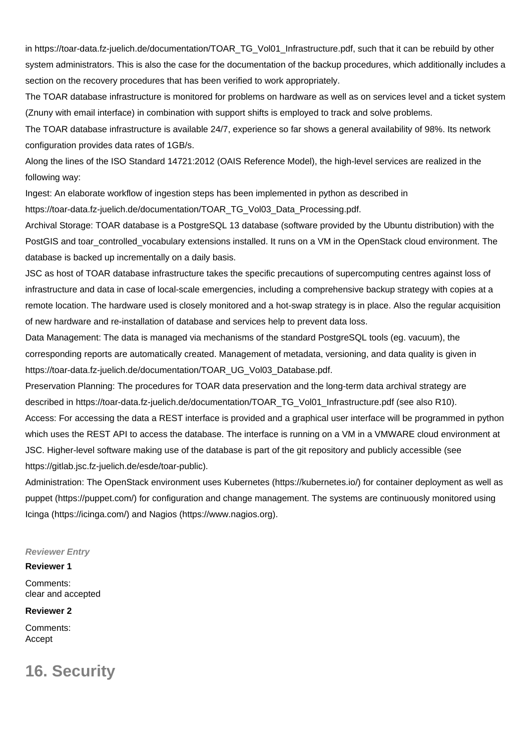in https://toar-data.fz-juelich.de/documentation/TOAR_TG_Vol01_Infrastructure.pdf, such that it can be rebuild by other system administrators. This is also the case for the documentation of the backup procedures, which additionally includes a section on the recovery procedures that has been verified to work appropriately.

The TOAR database infrastructure is monitored for problems on hardware as well as on services level and a ticket system (Znuny with email interface) in combination with support shifts is employed to track and solve problems.

The TOAR database infrastructure is available 24/7, experience so far shows a general availability of 98%. Its network configuration provides data rates of 1GB/s.

Along the lines of the ISO Standard 14721:2012 (OAIS Reference Model), the high-level services are realized in the following way:

Ingest: An elaborate workflow of ingestion steps has been implemented in python as described in https://toar-data.fz-juelich.de/documentation/TOAR_TG_Vol03_Data_Processing.pdf.

Archival Storage: TOAR database is a PostgreSQL 13 database (software provided by the Ubuntu distribution) with the PostGIS and toar_controlled_vocabulary extensions installed. It runs on a VM in the OpenStack cloud environment. The database is backed up incrementally on a daily basis.

JSC as host of TOAR database infrastructure takes the specific precautions of supercomputing centres against loss of infrastructure and data in case of local-scale emergencies, including a comprehensive backup strategy with copies at a remote location. The hardware used is closely monitored and a hot-swap strategy is in place. Also the regular acquisition of new hardware and re-installation of database and services help to prevent data loss.

Data Management: The data is managed via mechanisms of the standard PostgreSQL tools (eg. vacuum), the corresponding reports are automatically created. Management of metadata, versioning, and data quality is given in https://toar-data.fz-juelich.de/documentation/TOAR_UG_Vol03_Database.pdf.

Preservation Planning: The procedures for TOAR data preservation and the long-term data archival strategy are described in https://toar-data.fz-juelich.de/documentation/TOAR_TG_Vol01_Infrastructure.pdf (see also R10).

Access: For accessing the data a REST interface is provided and a graphical user interface will be programmed in python which uses the REST API to access the database. The interface is running on a VM in a VMWARE cloud environment at JSC. Higher-level software making use of the database is part of the git repository and publicly accessible (see https://gitlab.jsc.fz-juelich.de/esde/toar-public).

Administration: The OpenStack environment uses Kubernetes (https://kubernetes.io/) for container deployment as well as puppet (https://puppet.com/) for configuration and change management. The systems are continuously monitored using Icinga (https://icinga.com/) and Nagios (https://www.nagios.org).

***Reviewer Entry***

**Reviewer 1**

Comments:
clear and accepted

**Reviewer 2**

Comments:
Accept

## 16. Security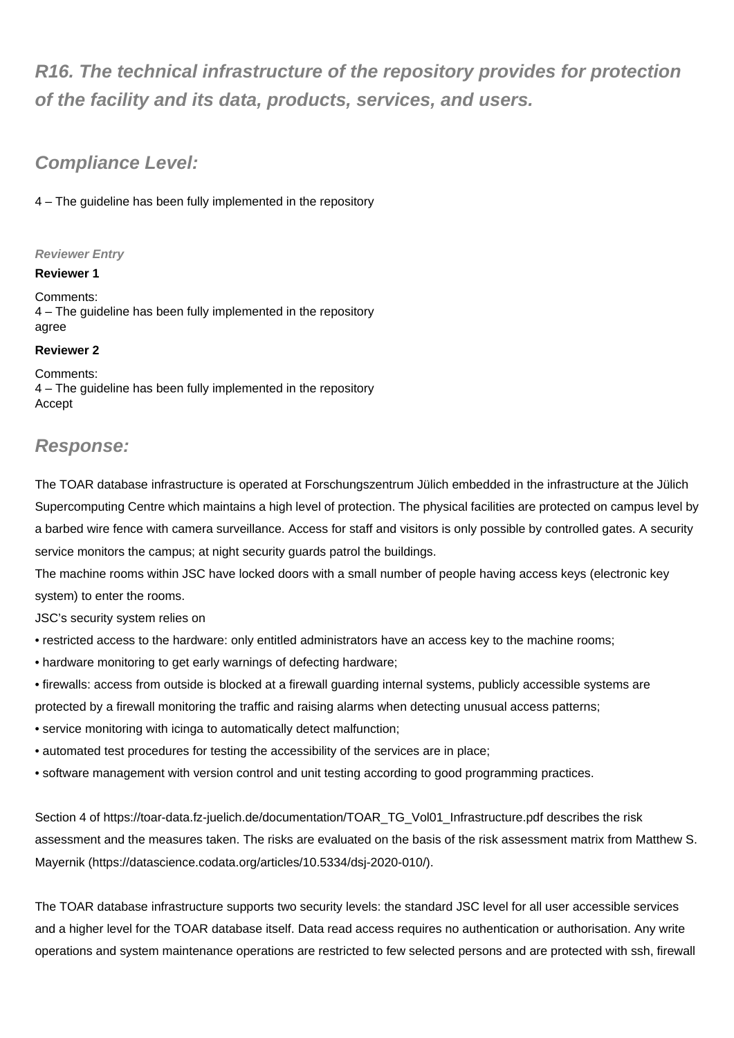## *R16. The technical infrastructure of the repository provides for protection of the facility and its data, products, services, and users.*

## *Compliance Level:*

4 – The guideline has been fully implemented in the repository

***Reviewer Entry***

**Reviewer 1**

Comments:
4 – The guideline has been fully implemented in the repository
agree

**Reviewer 2**

Comments:
4 – The guideline has been fully implemented in the repository
Accept

## *Response:*

The TOAR database infrastructure is operated at Forschungszentrum Jülich embedded in the infrastructure at the Jülich Supercomputing Centre which maintains a high level of protection. The physical facilities are protected on campus level by a barbed wire fence with camera surveillance. Access for staff and visitors is only possible by controlled gates. A security service monitors the campus; at night security guards patrol the buildings.
The machine rooms within JSC have locked doors with a small number of people having access keys (electronic key system) to enter the rooms.
JSC's security system relies on

- restricted access to the hardware: only entitled administrators have an access key to the machine rooms;
- hardware monitoring to get early warnings of defecting hardware;
- firewalls: access from outside is blocked at a firewall guarding internal systems, publicly accessible systems are protected by a firewall monitoring the traffic and raising alarms when detecting unusual access patterns;
- service monitoring with icinga to automatically detect malfunction;
- automated test procedures for testing the accessibility of the services are in place;
- software management with version control and unit testing according to good programming practices.

Section 4 of https://toar-data.fz-juelich.de/documentation/TOAR_TG_Vol01_Infrastructure.pdf describes the risk assessment and the measures taken. The risks are evaluated on the basis of the risk assessment matrix from Matthew S. Mayernik (https://datascience.codata.org/articles/10.5334/dsj-2020-010/).

The TOAR database infrastructure supports two security levels: the standard JSC level for all user accessible services and a higher level for the TOAR database itself. Data read access requires no authentication or authorisation. Any write operations and system maintenance operations are restricted to few selected persons and are protected with ssh, firewall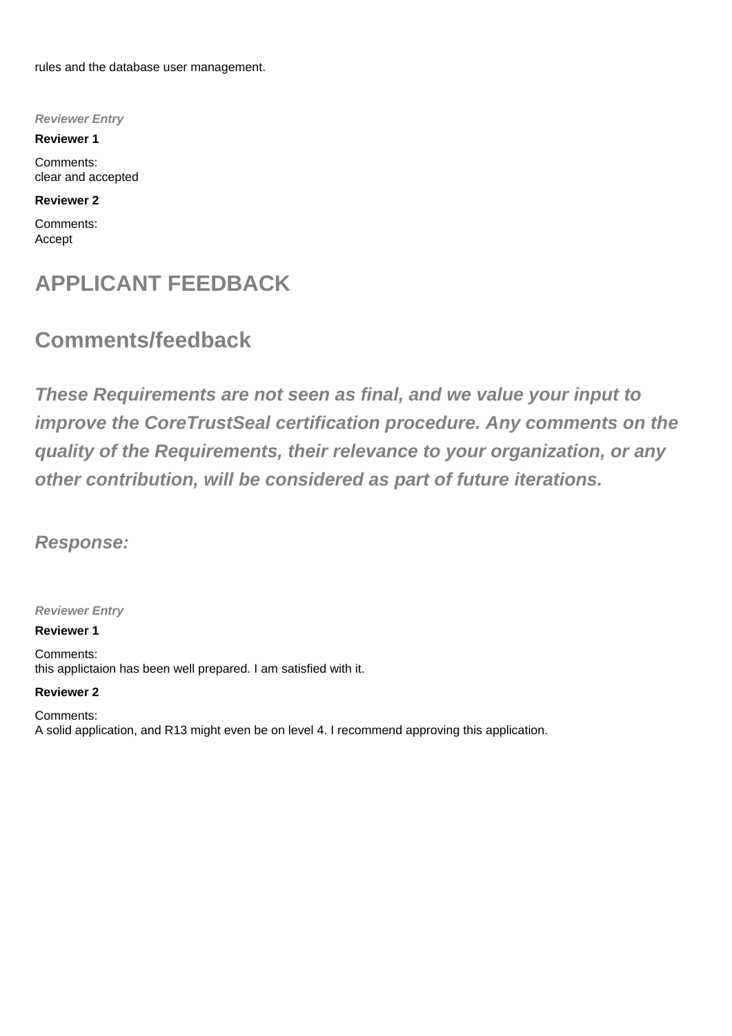rules and the database user management.

*Reviewer Entry*

**Reviewer 1**

Comments:
clear and accepted

**Reviewer 2**

Comments:
Accept

# APPLICANT FEEDBACK

# Comments/feedback

## *These Requirements are not seen as final, and we value your input to improve the CoreTrustSeal certification procedure. Any comments on the quality of the Requirements, their relevance to your organization, or any other contribution, will be considered as part of future iterations.*

### *Response:*

*Reviewer Entry*

**Reviewer 1**

Comments:
this applictaion has been well prepared. I am satisfied with it.

**Reviewer 2**

Comments:
A solid application, and R13 might even be on level 4. I recommend approving this application.